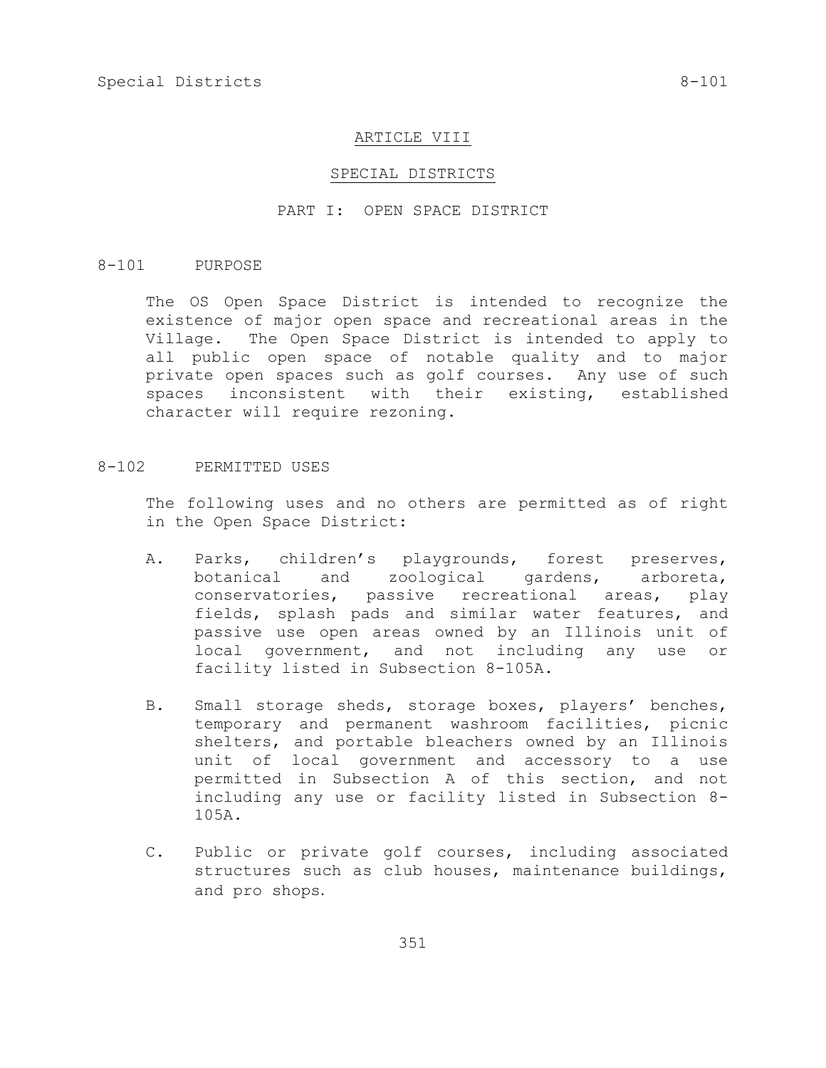# ARTICLE VIII

# SPECIAL DISTRICTS

## PART I: OPEN SPACE DISTRICT

### 8-101 PURPOSE

The OS Open Space District is intended to recognize the existence of major open space and recreational areas in the Village. The Open Space District is intended to apply to all public open space of notable quality and to major private open spaces such as golf courses. Any use of such spaces inconsistent with their existing, established character will require rezoning.

### 8-102 PERMITTED USES

The following uses and no others are permitted as of right in the Open Space District:

A. Parks, children's playgrounds, forest preserves, botanical and zoological gardens, arboreta, conservatories, passive recreational areas, play fields, splash pads and similar water features, and passive use open areas owned by an Illinois unit of local government, and not including any use or facility listed in Subsection 8-105A.

B. Small storage sheds, storage boxes, players' benches, temporary and permanent washroom facilities, picnic shelters, and portable bleachers owned by an Illinois unit of local government and accessory to a use permitted in Subsection A of this section, and not including any use or facility listed in Subsection 8-105A.

C. Public or private golf courses, including associated structures such as club houses, maintenance buildings, and pro shops.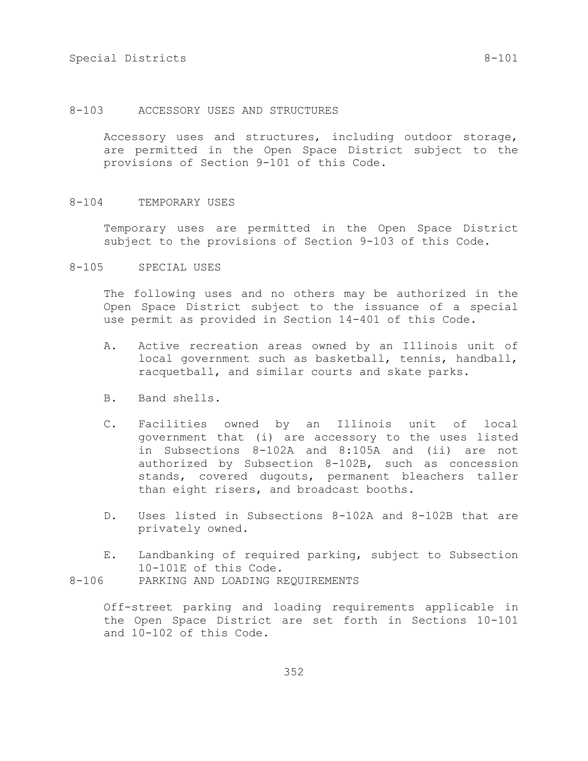## 8-103 ACCESSORY USES AND STRUCTURES

Accessory uses and structures, including outdoor storage, are permitted in the Open Space District subject to the provisions of Section 9-101 of this Code.

## 8-104 TEMPORARY USES

Temporary uses are permitted in the Open Space District subject to the provisions of Section 9-103 of this Code.

## 8-105 SPECIAL USES

The following uses and no others may be authorized in the Open Space District subject to the issuance of a special use permit as provided in Section 14-401 of this Code.

A. Active recreation areas owned by an Illinois unit of local government such as basketball, tennis, handball, racquetball, and similar courts and skate parks.

B. Band shells.

C. Facilities owned by an Illinois unit of local government that (i) are accessory to the uses listed in Subsections 8-102A and 8:105A and (ii) are not authorized by Subsection 8-102B, such as concession stands, covered dugouts, permanent bleachers taller than eight risers, and broadcast booths.

D. Uses listed in Subsections 8-102A and 8-102B that are privately owned.

E. Landbanking of required parking, subject to Subsection 10-101E of this Code.

## 8-106 PARKING AND LOADING REQUIREMENTS

Off-street parking and loading requirements applicable in the Open Space District are set forth in Sections 10-101 and 10-102 of this Code.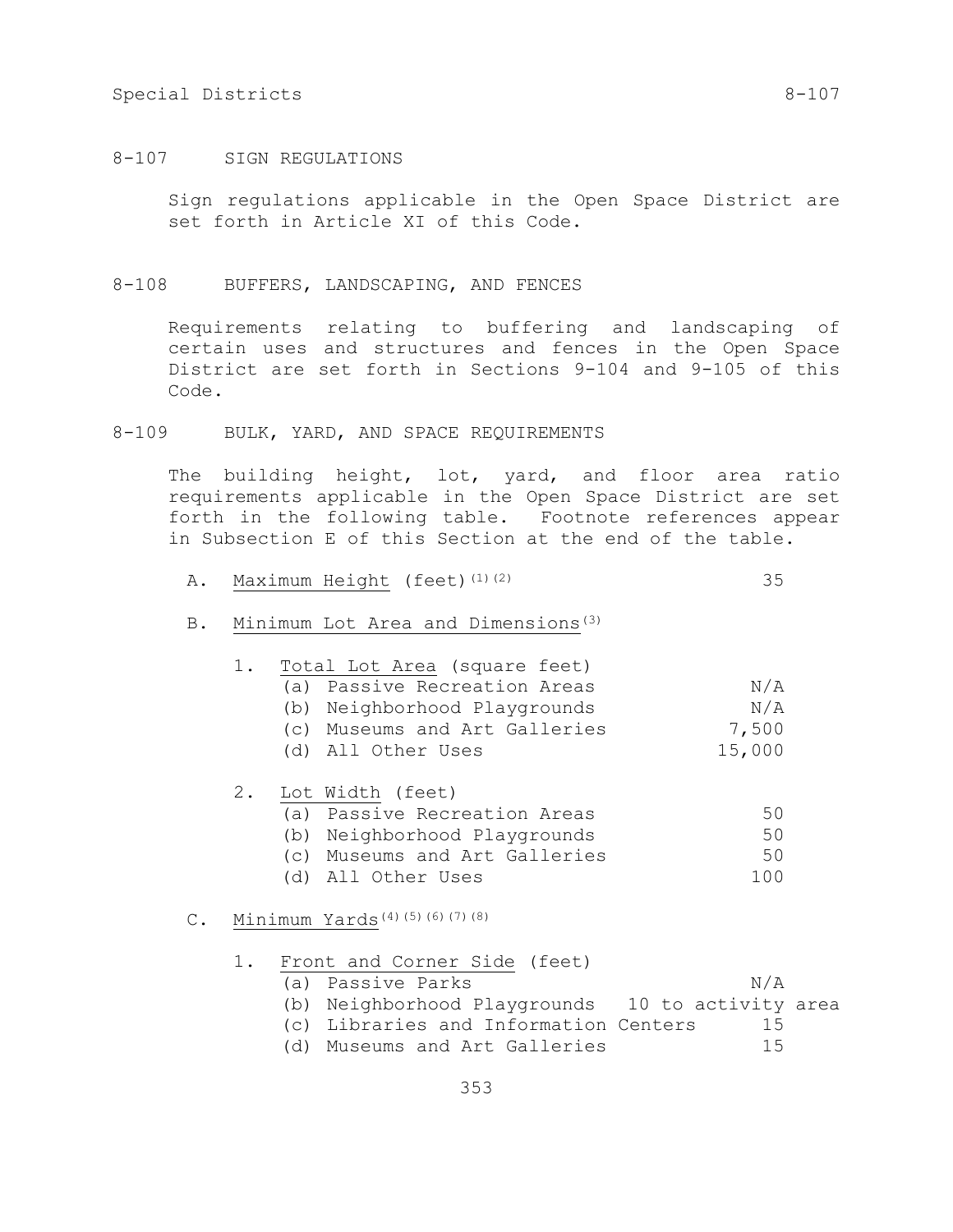## 8-107 SIGN REGULATIONS

Sign regulations applicable in the Open Space District are set forth in Article XI of this Code.

## 8-108 BUFFERS, LANDSCAPING, AND FENCES

Requirements relating to buffering and landscaping of certain uses and structures and fences in the Open Space District are set forth in Sections 9-104 and 9-105 of this Code.

## 8-109 BULK, YARD, AND SPACE REQUIREMENTS

The building height, lot, yard, and floor area ratio requirements applicable in the Open Space District are set forth in the following table. Footnote references appear in Subsection E of this Section at the end of the table.

A. Maximum Height (feet)[(1)(2)] — 35

B. Minimum Lot Area and Dimensions[(3)]

1. Total Lot Area (square feet)

| | |
|---|---|
| (a) Passive Recreation Areas | N/A |
| (b) Neighborhood Playgrounds | N/A |
| (c) Museums and Art Galleries | 7,500 |
| (d) All Other Uses | 15,000 |

2. Lot Width (feet)

| | |
|---|---|
| (a) Passive Recreation Areas | 50 |
| (b) Neighborhood Playgrounds | 50 |
| (c) Museums and Art Galleries | 50 |
| (d) All Other Uses | 100 |

C. Minimum Yards[(4)(5)(6)(7)(8)]

1. Front and Corner Side (feet)

| | |
|---|---|
| (a) Passive Parks | N/A |
| (b) Neighborhood Playgrounds | 10 to activity area |
| (c) Libraries and Information Centers | 15 |
| (d) Museums and Art Galleries | 15 |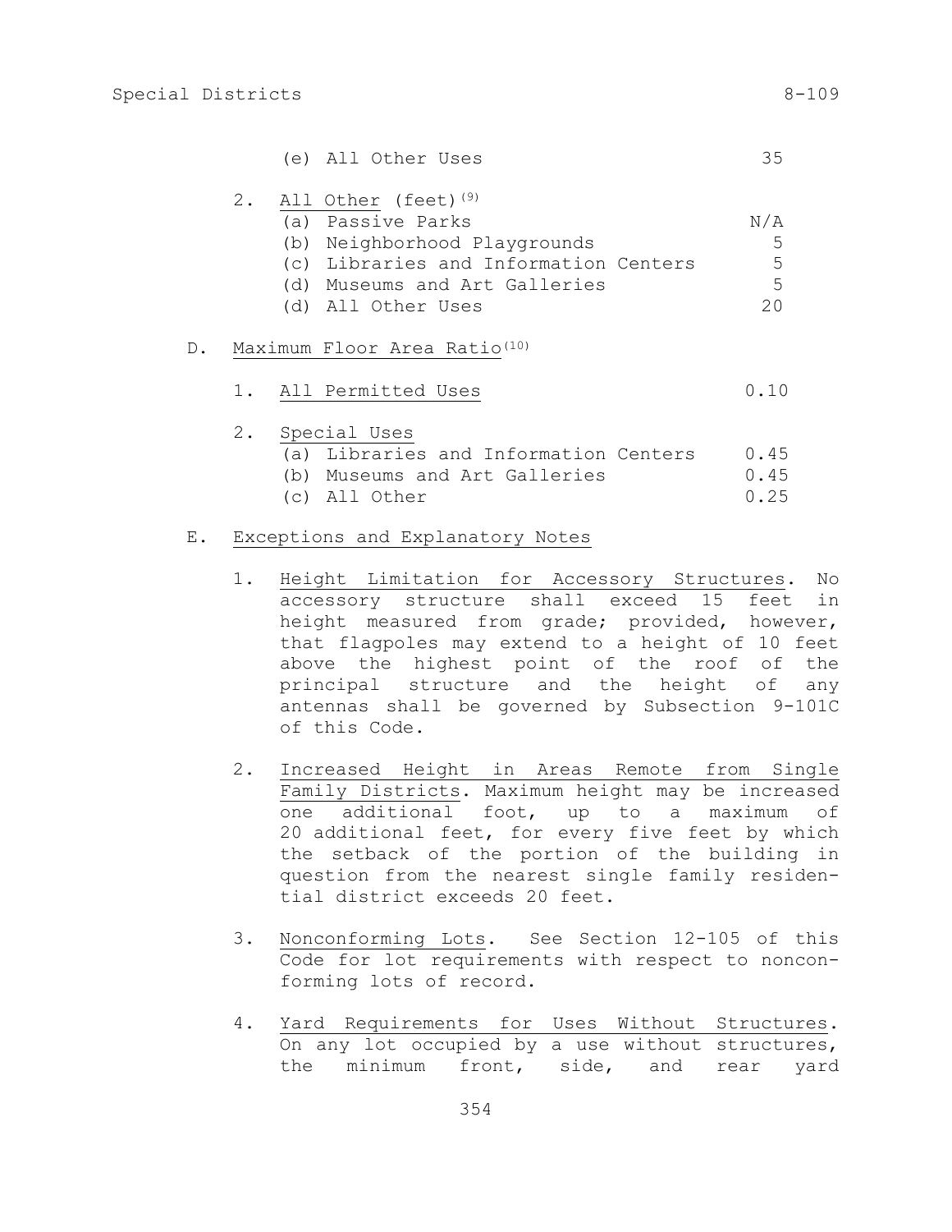(e) All Other Uses 35

2. All Other (feet)[9]

| | |
|---|---|
| (a) Passive Parks | N/A |
| (b) Neighborhood Playgrounds | 5 |
| (c) Libraries and Information Centers | 5 |
| (d) Museums and Art Galleries | 5 |
| (d) All Other Uses | 20 |

D. Maximum Floor Area Ratio[10]

1. All Permitted Uses 0.10

2. Special Uses

| | |
|---|---|
| (a) Libraries and Information Centers | 0.45 |
| (b) Museums and Art Galleries | 0.45 |
| (c) All Other | 0.25 |

E. Exceptions and Explanatory Notes

1. Height Limitation for Accessory Structures. No accessory structure shall exceed 15 feet in height measured from grade; provided, however, that flagpoles may extend to a height of 10 feet above the highest point of the roof of the principal structure and the height of any antennas shall be governed by Subsection 9-101C of this Code.

2. Increased Height in Areas Remote from Single Family Districts. Maximum height may be increased one additional foot, up to a maximum of 20 additional feet, for every five feet by which the setback of the portion of the building in question from the nearest single family residential district exceeds 20 feet.

3. Nonconforming Lots. See Section 12-105 of this Code for lot requirements with respect to nonconforming lots of record.

4. Yard Requirements for Uses Without Structures. On any lot occupied by a use without structures, the minimum front, side, and rear yard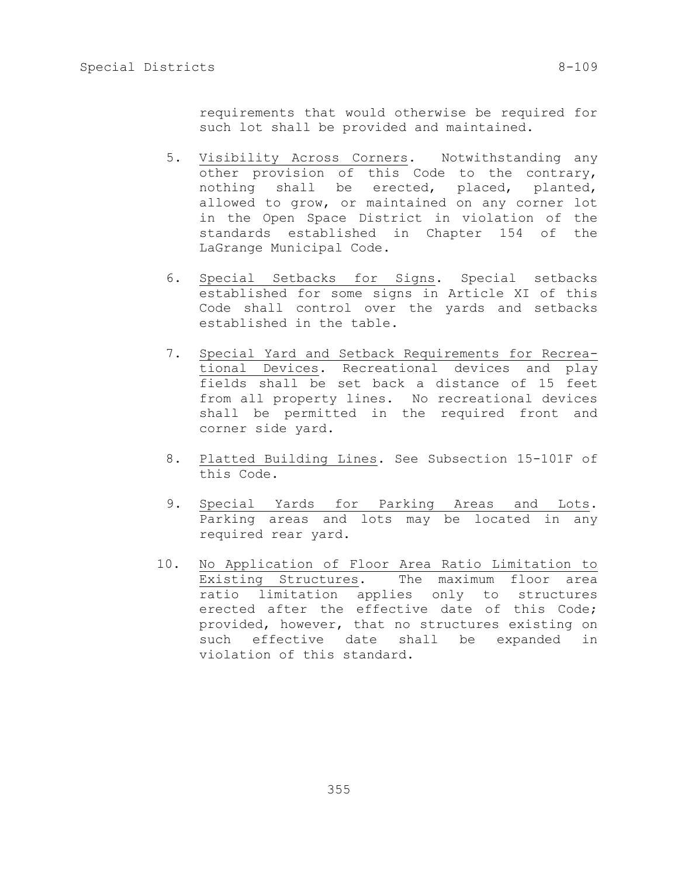requirements that would otherwise be required for such lot shall be provided and maintained.

5. Visibility Across Corners. Notwithstanding any other provision of this Code to the contrary, nothing shall be erected, placed, planted, allowed to grow, or maintained on any corner lot in the Open Space District in violation of the standards established in Chapter 154 of the LaGrange Municipal Code.

6. Special Setbacks for Signs. Special setbacks established for some signs in Article XI of this Code shall control over the yards and setbacks established in the table.

7. Special Yard and Setback Requirements for Recreational Devices. Recreational devices and play fields shall be set back a distance of 15 feet from all property lines. No recreational devices shall be permitted in the required front and corner side yard.

8. Platted Building Lines. See Subsection 15-101F of this Code.

9. Special Yards for Parking Areas and Lots. Parking areas and lots may be located in any required rear yard.

10. No Application of Floor Area Ratio Limitation to Existing Structures. The maximum floor area ratio limitation applies only to structures erected after the effective date of this Code; provided, however, that no structures existing on such effective date shall be expanded in violation of this standard.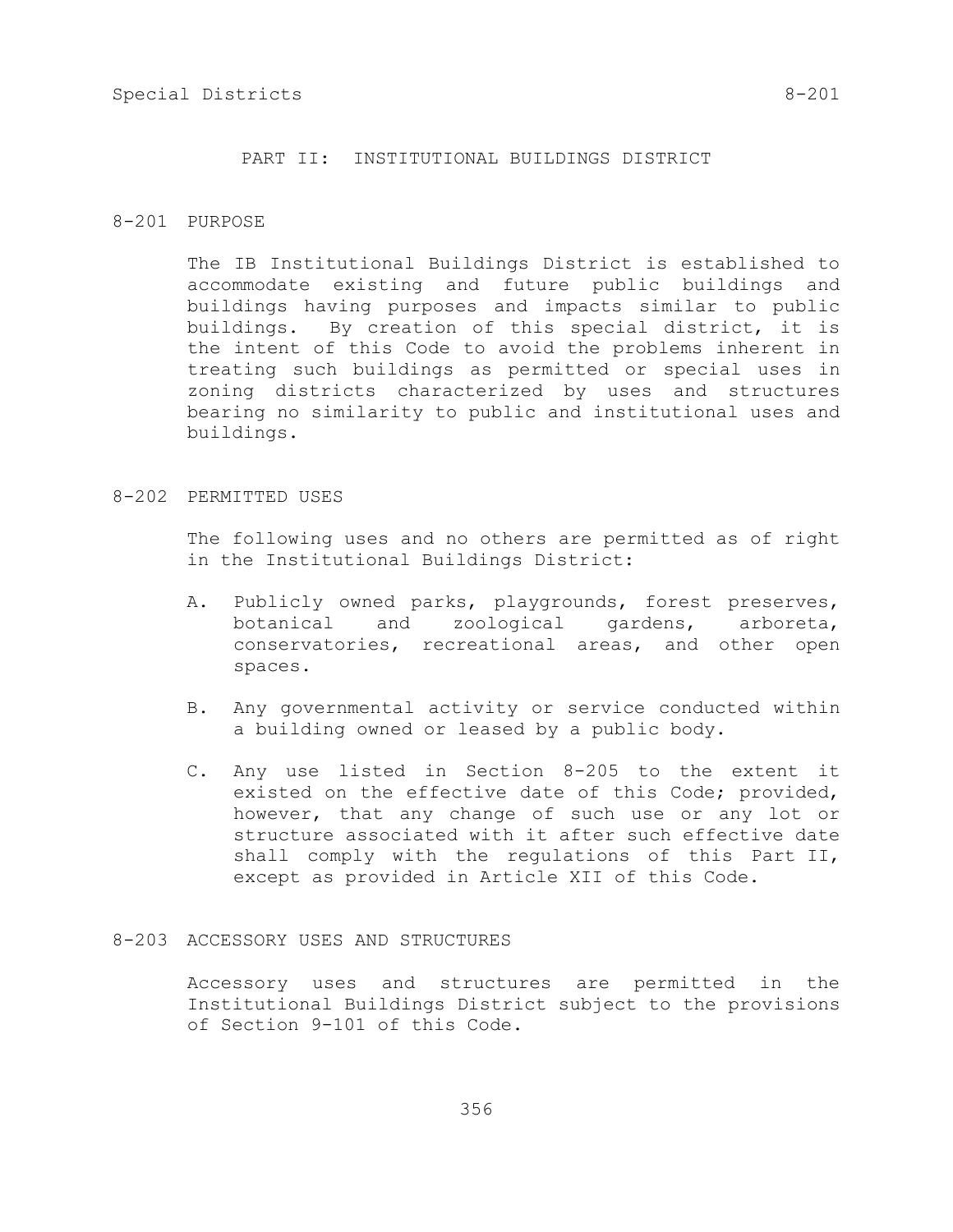## PART II: INSTITUTIONAL BUILDINGS DISTRICT

### 8-201 PURPOSE

The IB Institutional Buildings District is established to accommodate existing and future public buildings and buildings having purposes and impacts similar to public buildings. By creation of this special district, it is the intent of this Code to avoid the problems inherent in treating such buildings as permitted or special uses in zoning districts characterized by uses and structures bearing no similarity to public and institutional uses and buildings.

### 8-202 PERMITTED USES

The following uses and no others are permitted as of right in the Institutional Buildings District:

A. Publicly owned parks, playgrounds, forest preserves, botanical and zoological gardens, arboreta, conservatories, recreational areas, and other open spaces.

B. Any governmental activity or service conducted within a building owned or leased by a public body.

C. Any use listed in Section 8-205 to the extent it existed on the effective date of this Code; provided, however, that any change of such use or any lot or structure associated with it after such effective date shall comply with the regulations of this Part II, except as provided in Article XII of this Code.

### 8-203 ACCESSORY USES AND STRUCTURES

Accessory uses and structures are permitted in the Institutional Buildings District subject to the provisions of Section 9-101 of this Code.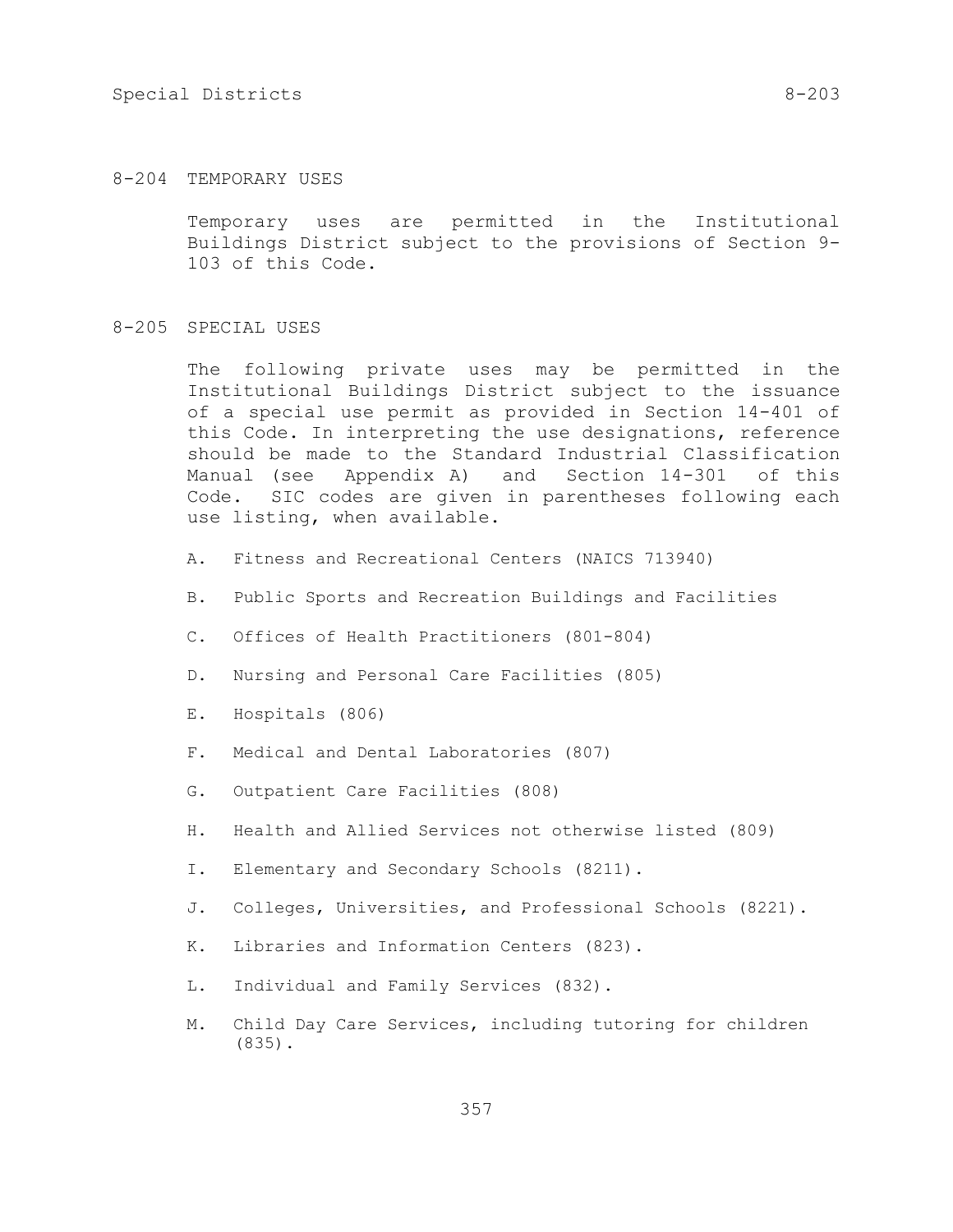## 8-204 TEMPORARY USES

Temporary uses are permitted in the Institutional Buildings District subject to the provisions of Section 9-103 of this Code.

## 8-205 SPECIAL USES

The following private uses may be permitted in the Institutional Buildings District subject to the issuance of a special use permit as provided in Section 14-401 of this Code. In interpreting the use designations, reference should be made to the Standard Industrial Classification Manual (see Appendix A) and Section 14-301 of this Code. SIC codes are given in parentheses following each use listing, when available.

A. Fitness and Recreational Centers (NAICS 713940)

B. Public Sports and Recreation Buildings and Facilities

C. Offices of Health Practitioners (801-804)

D. Nursing and Personal Care Facilities (805)

E. Hospitals (806)

F. Medical and Dental Laboratories (807)

G. Outpatient Care Facilities (808)

H. Health and Allied Services not otherwise listed (809)

I. Elementary and Secondary Schools (8211).

J. Colleges, Universities, and Professional Schools (8221).

K. Libraries and Information Centers (823).

L. Individual and Family Services (832).

M. Child Day Care Services, including tutoring for children (835).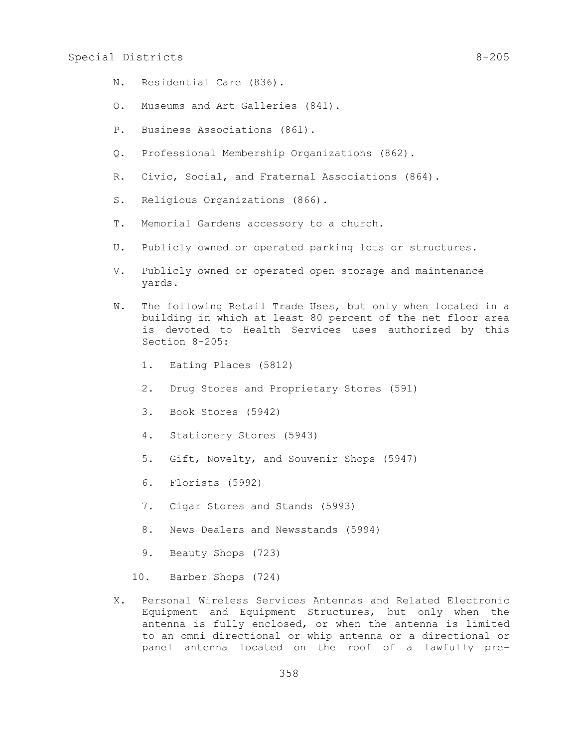N. Residential Care (836).

O. Museums and Art Galleries (841).

P. Business Associations (861).

Q. Professional Membership Organizations (862).

R. Civic, Social, and Fraternal Associations (864).

S. Religious Organizations (866).

T. Memorial Gardens accessory to a church.

U. Publicly owned or operated parking lots or structures.

V. Publicly owned or operated open storage and maintenance yards.

W. The following Retail Trade Uses, but only when located in a building in which at least 80 percent of the net floor area is devoted to Health Services uses authorized by this Section 8-205:

   1. Eating Places (5812)

   2. Drug Stores and Proprietary Stores (591)

   3. Book Stores (5942)

   4. Stationery Stores (5943)

   5. Gift, Novelty, and Souvenir Shops (5947)

   6. Florists (5992)

   7. Cigar Stores and Stands (5993)

   8. News Dealers and Newsstands (5994)

   9. Beauty Shops (723)

   10. Barber Shops (724)

X. Personal Wireless Services Antennas and Related Electronic Equipment and Equipment Structures, but only when the antenna is fully enclosed, or when the antenna is limited to an omni directional or whip antenna or a directional or panel antenna located on the roof of a lawfully pre-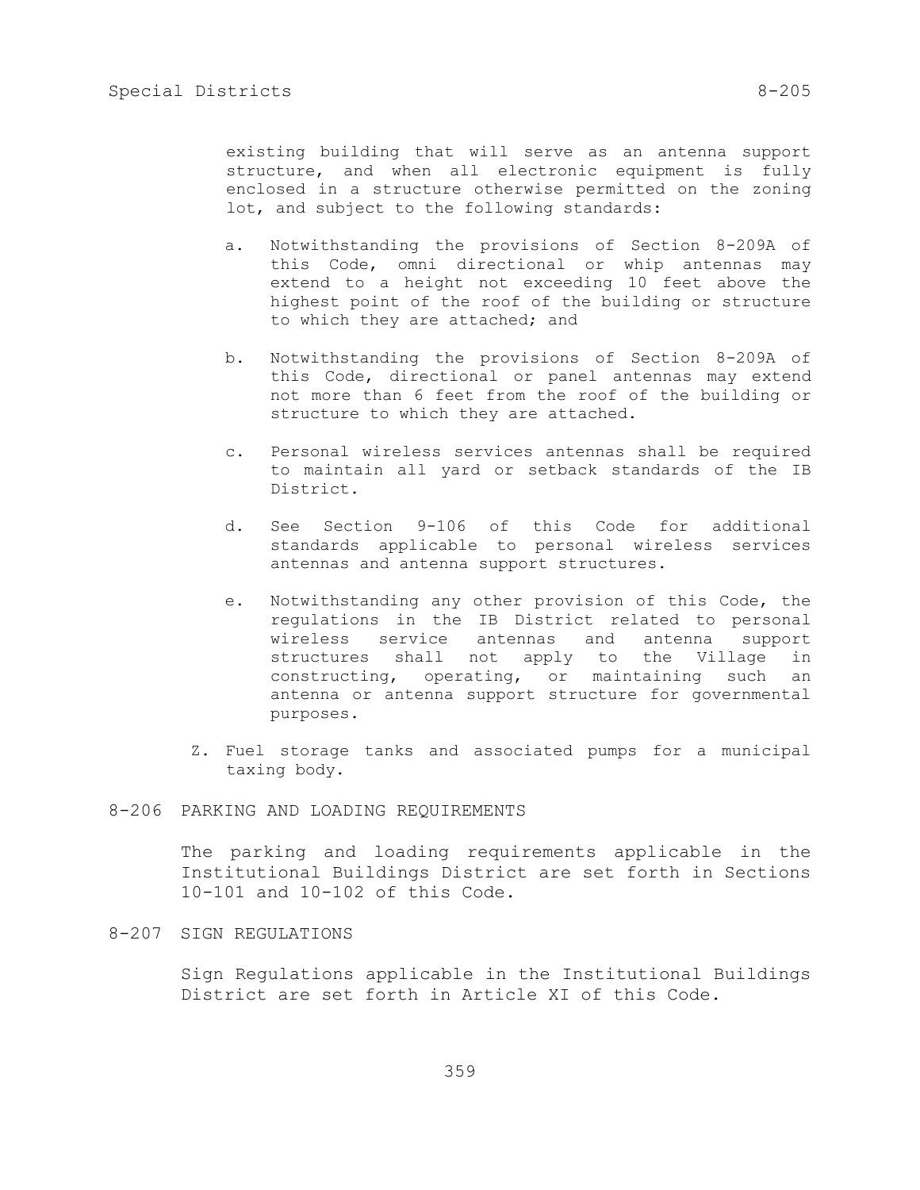existing building that will serve as an antenna support structure, and when all electronic equipment is fully enclosed in a structure otherwise permitted on the zoning lot, and subject to the following standards:

a. Notwithstanding the provisions of Section 8-209A of this Code, omni directional or whip antennas may extend to a height not exceeding 10 feet above the highest point of the roof of the building or structure to which they are attached; and

b. Notwithstanding the provisions of Section 8-209A of this Code, directional or panel antennas may extend not more than 6 feet from the roof of the building or structure to which they are attached.

c. Personal wireless services antennas shall be required to maintain all yard or setback standards of the IB District.

d. See Section 9-106 of this Code for additional standards applicable to personal wireless services antennas and antenna support structures.

e. Notwithstanding any other provision of this Code, the regulations in the IB District related to personal wireless service antennas and antenna support structures shall not apply to the Village in constructing, operating, or maintaining such an antenna or antenna support structure for governmental purposes.

Z. Fuel storage tanks and associated pumps for a municipal taxing body.

## 8-206 PARKING AND LOADING REQUIREMENTS

The parking and loading requirements applicable in the Institutional Buildings District are set forth in Sections 10-101 and 10-102 of this Code.

## 8-207 SIGN REGULATIONS

Sign Regulations applicable in the Institutional Buildings District are set forth in Article XI of this Code.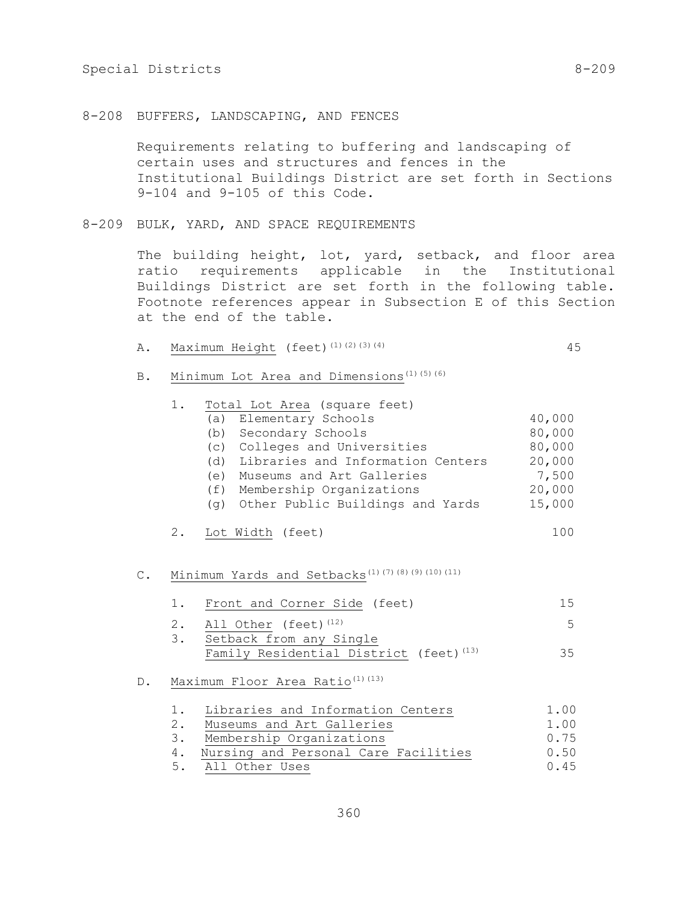## 8-208 BUFFERS, LANDSCAPING, AND FENCES

Requirements relating to buffering and landscaping of certain uses and structures and fences in the Institutional Buildings District are set forth in Sections 9-104 and 9-105 of this Code.

## 8-209 BULK, YARD, AND SPACE REQUIREMENTS

The building height, lot, yard, setback, and floor area ratio requirements applicable in the Institutional Buildings District are set forth in the following table. Footnote references appear in Subsection E of this Section at the end of the table.

| | | |
|---|---|---|
| A. | Maximum Height (feet)[(1)(2)(3)(4)] | 45 |
| B. | Minimum Lot Area and Dimensions[(1)(5)(6)] | |
| | 1. Total Lot Area (square feet) | |
| | (a) Elementary Schools | 40,000 |
| | (b) Secondary Schools | 80,000 |
| | (c) Colleges and Universities | 80,000 |
| | (d) Libraries and Information Centers | 20,000 |
| | (e) Museums and Art Galleries | 7,500 |
| | (f) Membership Organizations | 20,000 |
| | (g) Other Public Buildings and Yards | 15,000 |
| | 2. Lot Width (feet) | 100 |
| C. | Minimum Yards and Setbacks[(1)(7)(8)(9)(10)(11)] | |
| | 1. Front and Corner Side (feet) | 15 |
| | 2. All Other (feet)[(12)] | 5 |
| | 3. Setback from any Single Family Residential District (feet)[(13)] | 35 |
| D. | Maximum Floor Area Ratio[(1)(13)] | |
| | 1. Libraries and Information Centers | 1.00 |
| | 2. Museums and Art Galleries | 1.00 |
| | 3. Membership Organizations | 0.75 |
| | 4. Nursing and Personal Care Facilities | 0.50 |
| | 5. All Other Uses | 0.45 |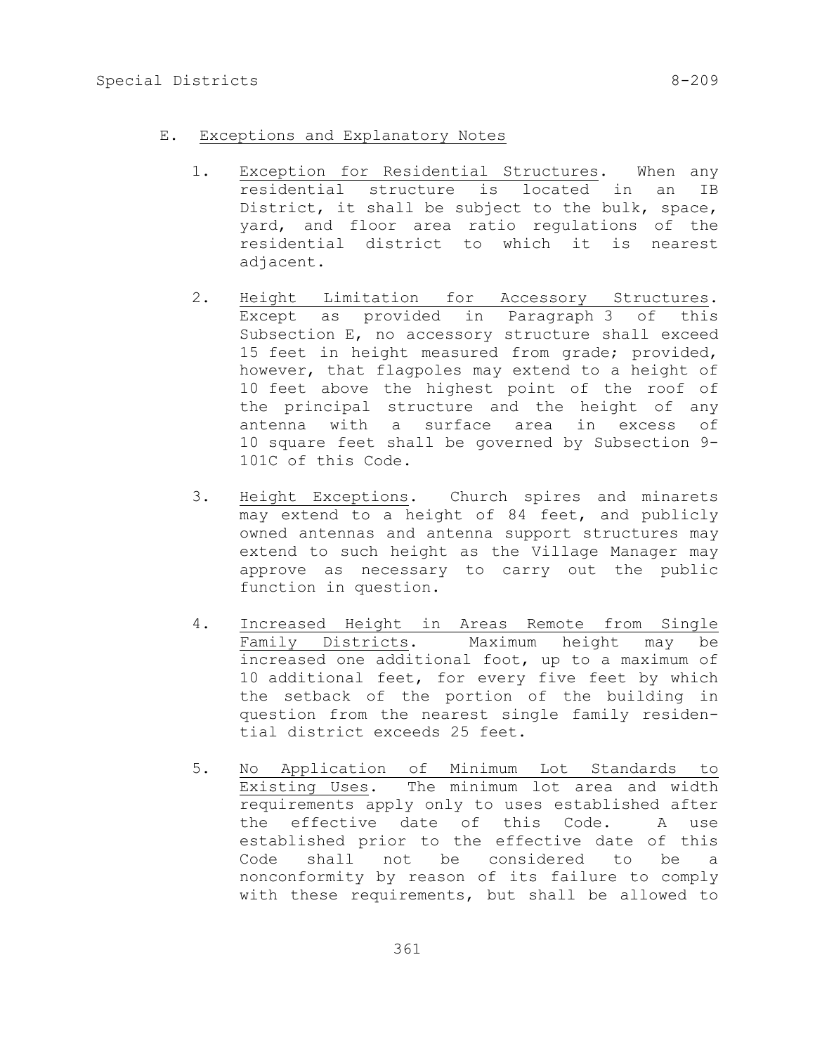E. Exceptions and Explanatory Notes

1. Exception for Residential Structures. When any residential structure is located in an IB District, it shall be subject to the bulk, space, yard, and floor area ratio regulations of the residential district to which it is nearest adjacent.

2. Height Limitation for Accessory Structures. Except as provided in Paragraph 3 of this Subsection E, no accessory structure shall exceed 15 feet in height measured from grade; provided, however, that flagpoles may extend to a height of 10 feet above the highest point of the roof of the principal structure and the height of any antenna with a surface area in excess of 10 square feet shall be governed by Subsection 9-101C of this Code.

3. Height Exceptions. Church spires and minarets may extend to a height of 84 feet, and publicly owned antennas and antenna support structures may extend to such height as the Village Manager may approve as necessary to carry out the public function in question.

4. Increased Height in Areas Remote from Single Family Districts. Maximum height may be increased one additional foot, up to a maximum of 10 additional feet, for every five feet by which the setback of the portion of the building in question from the nearest single family residential district exceeds 25 feet.

5. No Application of Minimum Lot Standards to Existing Uses. The minimum lot area and width requirements apply only to uses established after the effective date of this Code. A use established prior to the effective date of this Code shall not be considered to be a nonconformity by reason of its failure to comply with these requirements, but shall be allowed to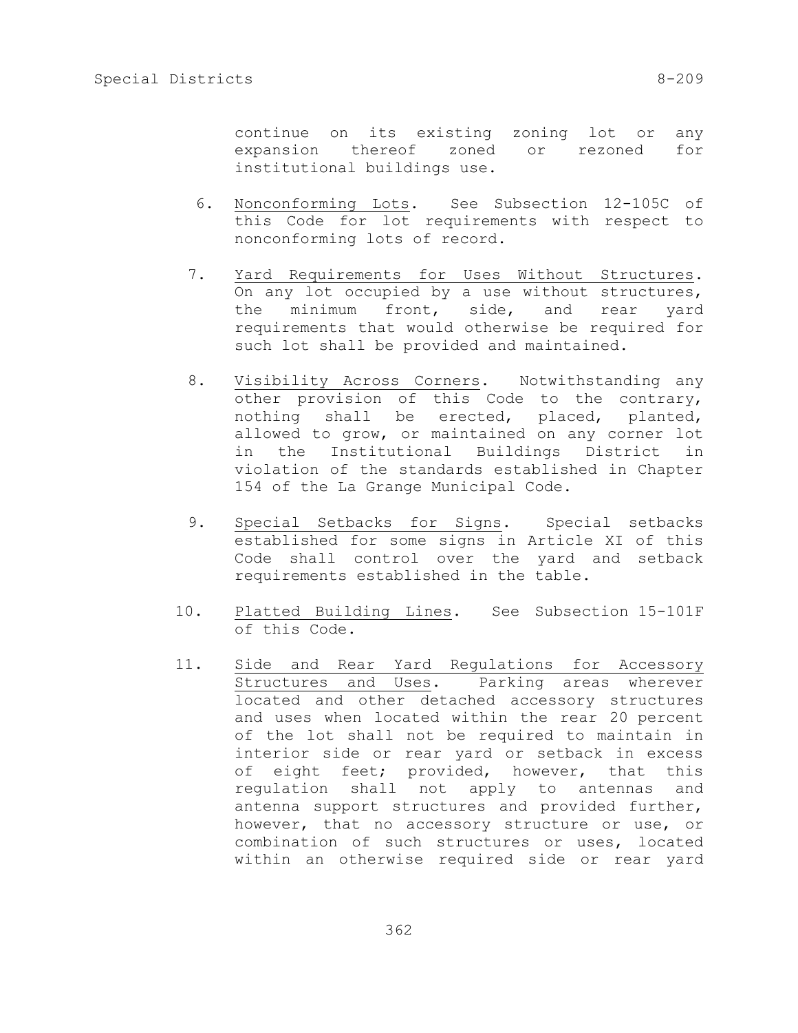continue on its existing zoning lot or any expansion thereof zoned or rezoned for institutional buildings use.

6. Nonconforming Lots. See Subsection 12-105C of this Code for lot requirements with respect to nonconforming lots of record.

7. Yard Requirements for Uses Without Structures. On any lot occupied by a use without structures, the minimum front, side, and rear yard requirements that would otherwise be required for such lot shall be provided and maintained.

8. Visibility Across Corners. Notwithstanding any other provision of this Code to the contrary, nothing shall be erected, placed, planted, allowed to grow, or maintained on any corner lot in the Institutional Buildings District in violation of the standards established in Chapter 154 of the La Grange Municipal Code.

9. Special Setbacks for Signs. Special setbacks established for some signs in Article XI of this Code shall control over the yard and setback requirements established in the table.

10. Platted Building Lines. See Subsection 15-101F of this Code.

11. Side and Rear Yard Regulations for Accessory Structures and Uses. Parking areas wherever located and other detached accessory structures and uses when located within the rear 20 percent of the lot shall not be required to maintain in interior side or rear yard or setback in excess of eight feet; provided, however, that this regulation shall not apply to antennas and antenna support structures and provided further, however, that no accessory structure or use, or combination of such structures or uses, located within an otherwise required side or rear yard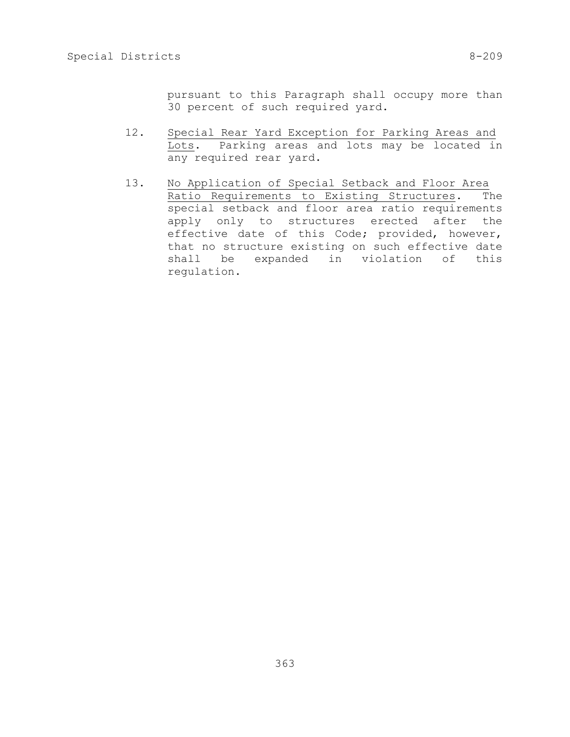pursuant to this Paragraph shall occupy more than 30 percent of such required yard.

12. Special Rear Yard Exception for Parking Areas and Lots. Parking areas and lots may be located in any required rear yard.

13. No Application of Special Setback and Floor Area Ratio Requirements to Existing Structures. The special setback and floor area ratio requirements apply only to structures erected after the effective date of this Code; provided, however, that no structure existing on such effective date shall be expanded in violation of this regulation.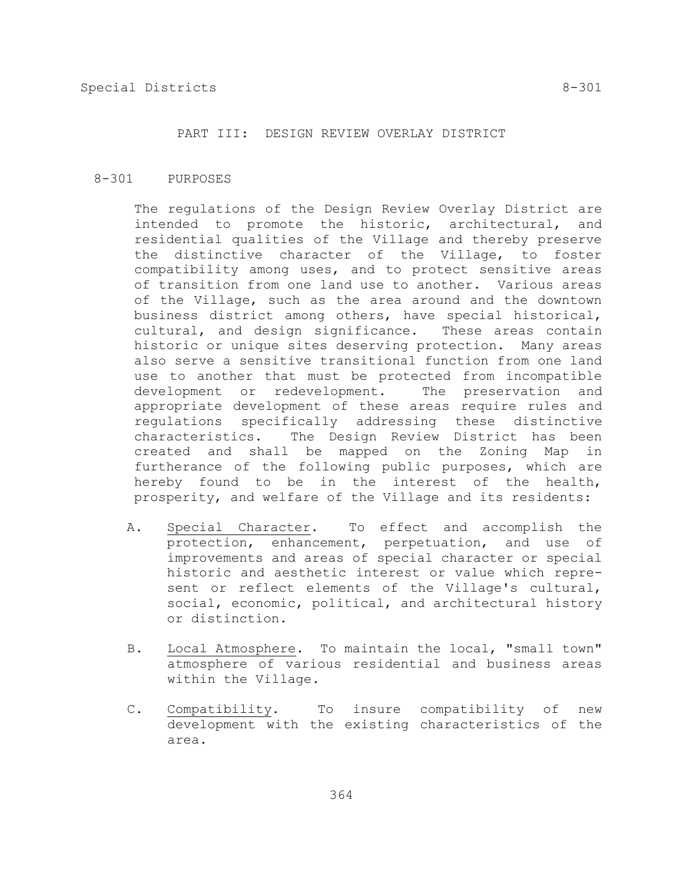## PART III: DESIGN REVIEW OVERLAY DISTRICT

### 8-301 PURPOSES

The regulations of the Design Review Overlay District are intended to promote the historic, architectural, and residential qualities of the Village and thereby preserve the distinctive character of the Village, to foster compatibility among uses, and to protect sensitive areas of transition from one land use to another. Various areas of the Village, such as the area around and the downtown business district among others, have special historical, cultural, and design significance. These areas contain historic or unique sites deserving protection. Many areas also serve a sensitive transitional function from one land use to another that must be protected from incompatible development or redevelopment. The preservation and appropriate development of these areas require rules and regulations specifically addressing these distinctive characteristics. The Design Review District has been created and shall be mapped on the Zoning Map in furtherance of the following public purposes, which are hereby found to be in the interest of the health, prosperity, and welfare of the Village and its residents:

A. Special Character. To effect and accomplish the protection, enhancement, perpetuation, and use of improvements and areas of special character or special historic and aesthetic interest or value which represent or reflect elements of the Village's cultural, social, economic, political, and architectural history or distinction.

B. Local Atmosphere. To maintain the local, "small town" atmosphere of various residential and business areas within the Village.

C. Compatibility. To insure compatibility of new development with the existing characteristics of the area.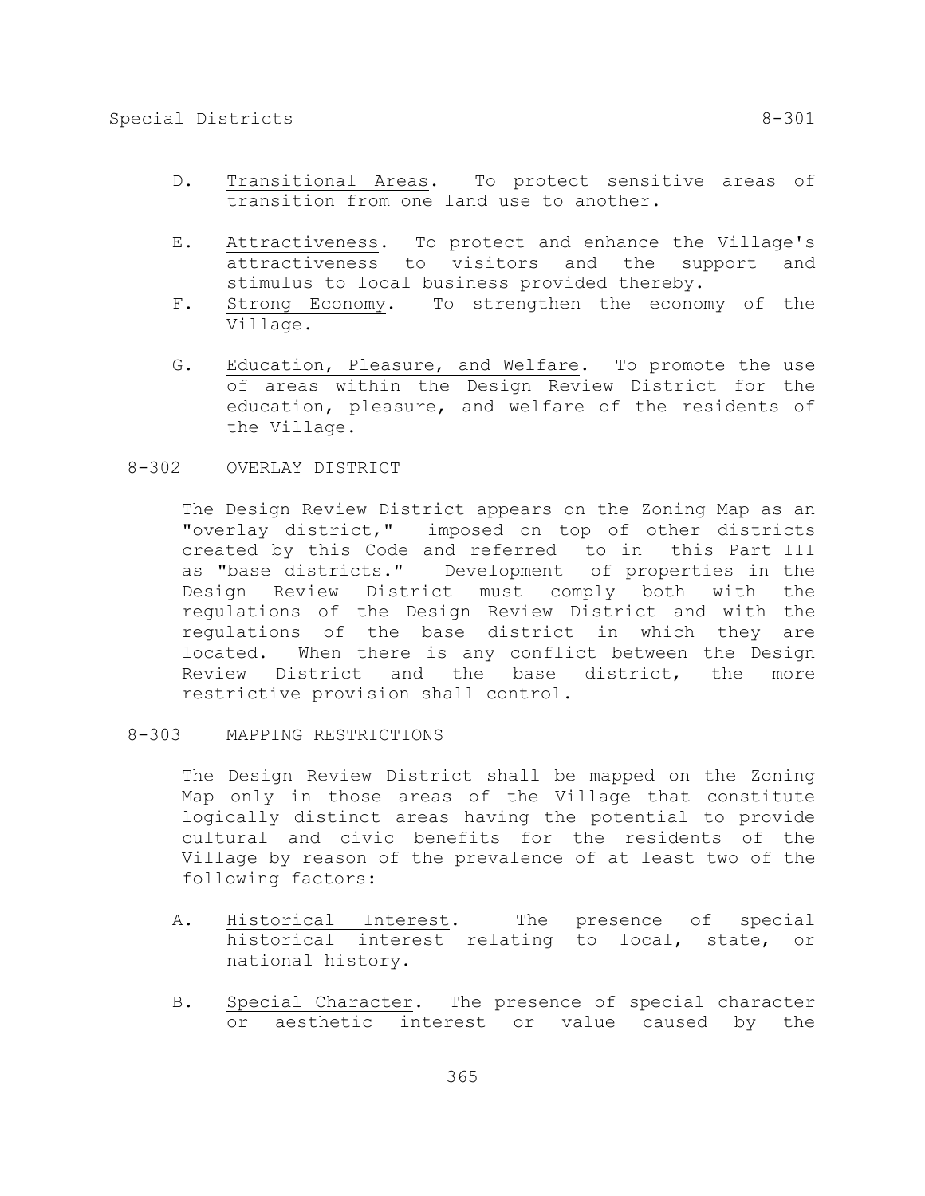D. Transitional Areas. To protect sensitive areas of transition from one land use to another.

E. Attractiveness. To protect and enhance the Village's attractiveness to visitors and the support and stimulus to local business provided thereby.

F. Strong Economy. To strengthen the economy of the Village.

G. Education, Pleasure, and Welfare. To promote the use of areas within the Design Review District for the education, pleasure, and welfare of the residents of the Village.

## 8-302 OVERLAY DISTRICT

The Design Review District appears on the Zoning Map as an "overlay district," imposed on top of other districts created by this Code and referred to in this Part III as "base districts." Development of properties in the Design Review District must comply both with the regulations of the Design Review District and with the regulations of the base district in which they are located. When there is any conflict between the Design Review District and the base district, the more restrictive provision shall control.

## 8-303 MAPPING RESTRICTIONS

The Design Review District shall be mapped on the Zoning Map only in those areas of the Village that constitute logically distinct areas having the potential to provide cultural and civic benefits for the residents of the Village by reason of the prevalence of at least two of the following factors:

A. Historical Interest. The presence of special historical interest relating to local, state, or national history.

B. Special Character. The presence of special character or aesthetic interest or value caused by the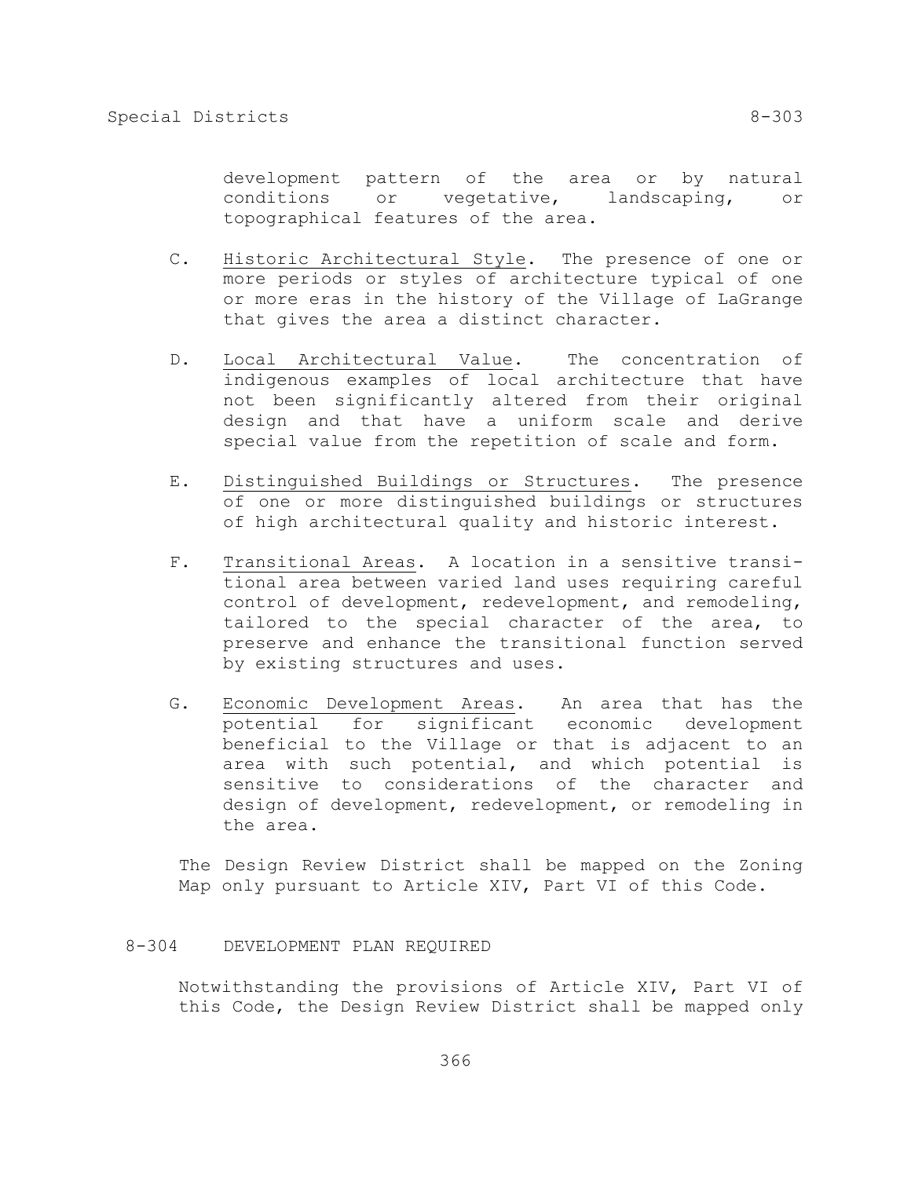development pattern of the area or by natural conditions or vegetative, landscaping, or topographical features of the area.

C. Historic Architectural Style. The presence of one or more periods or styles of architecture typical of one or more eras in the history of the Village of LaGrange that gives the area a distinct character.

D. Local Architectural Value. The concentration of indigenous examples of local architecture that have not been significantly altered from their original design and that have a uniform scale and derive special value from the repetition of scale and form.

E. Distinguished Buildings or Structures. The presence of one or more distinguished buildings or structures of high architectural quality and historic interest.

F. Transitional Areas. A location in a sensitive transitional area between varied land uses requiring careful control of development, redevelopment, and remodeling, tailored to the special character of the area, to preserve and enhance the transitional function served by existing structures and uses.

G. Economic Development Areas. An area that has the potential for significant economic development beneficial to the Village or that is adjacent to an area with such potential, and which potential is sensitive to considerations of the character and design of development, redevelopment, or remodeling in the area.

The Design Review District shall be mapped on the Zoning Map only pursuant to Article XIV, Part VI of this Code.

## 8-304 DEVELOPMENT PLAN REQUIRED

Notwithstanding the provisions of Article XIV, Part VI of this Code, the Design Review District shall be mapped only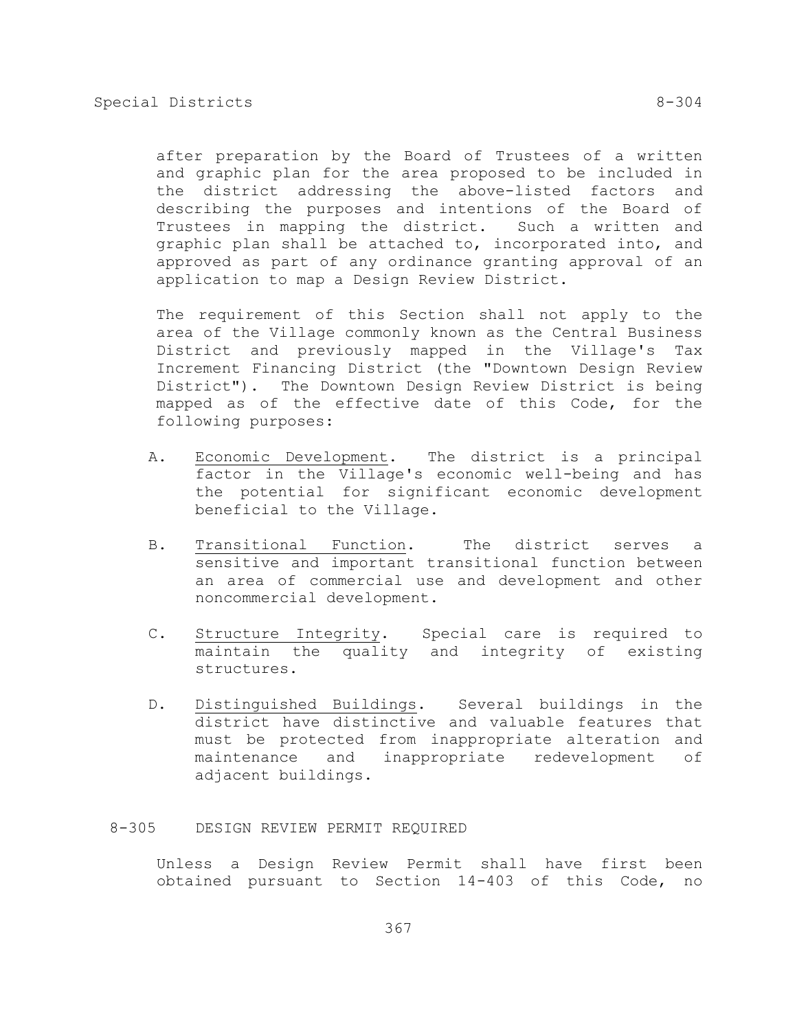after preparation by the Board of Trustees of a written and graphic plan for the area proposed to be included in the district addressing the above-listed factors and describing the purposes and intentions of the Board of Trustees in mapping the district. Such a written and graphic plan shall be attached to, incorporated into, and approved as part of any ordinance granting approval of an application to map a Design Review District.

The requirement of this Section shall not apply to the area of the Village commonly known as the Central Business District and previously mapped in the Village's Tax Increment Financing District (the "Downtown Design Review District"). The Downtown Design Review District is being mapped as of the effective date of this Code, for the following purposes:

A. Economic Development. The district is a principal factor in the Village's economic well-being and has the potential for significant economic development beneficial to the Village.

B. Transitional Function. The district serves a sensitive and important transitional function between an area of commercial use and development and other noncommercial development.

C. Structure Integrity. Special care is required to maintain the quality and integrity of existing structures.

D. Distinguished Buildings. Several buildings in the district have distinctive and valuable features that must be protected from inappropriate alteration and maintenance and inappropriate redevelopment of adjacent buildings.

## 8-305 DESIGN REVIEW PERMIT REQUIRED

Unless a Design Review Permit shall have first been obtained pursuant to Section 14-403 of this Code, no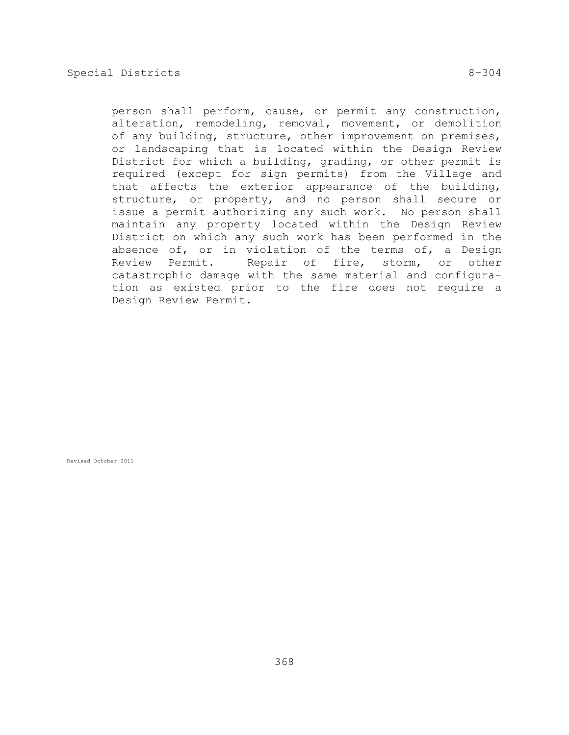person shall perform, cause, or permit any construction, alteration, remodeling, removal, movement, or demolition of any building, structure, other improvement on premises, or landscaping that is located within the Design Review District for which a building, grading, or other permit is required (except for sign permits) from the Village and that affects the exterior appearance of the building, structure, or property, and no person shall secure or issue a permit authorizing any such work. No person shall maintain any property located within the Design Review District on which any such work has been performed in the absence of, or in violation of the terms of, a Design Review Permit. Repair of fire, storm, or other catastrophic damage with the same material and configuration as existed prior to the fire does not require a Design Review Permit.

Revised October 2011